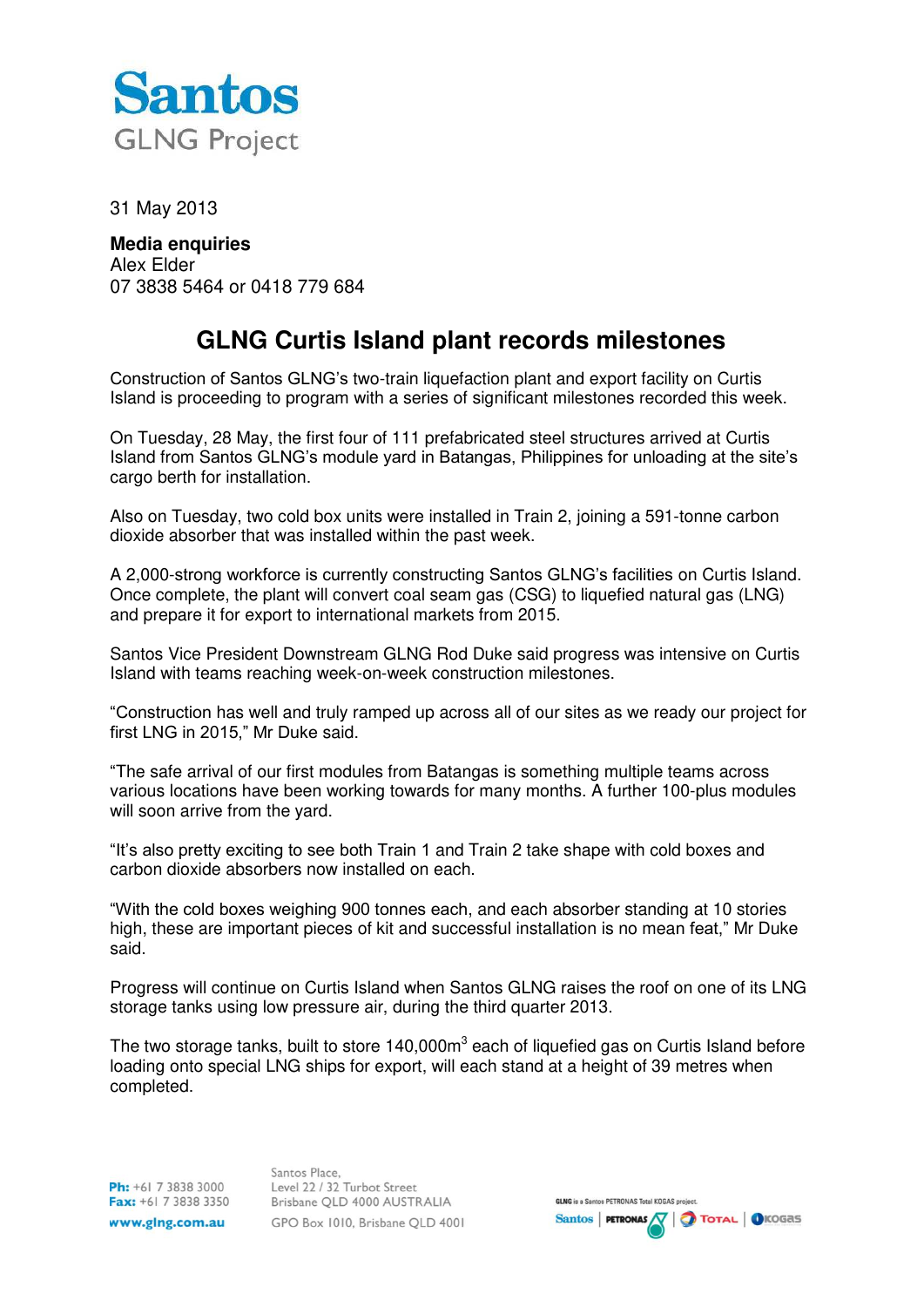Santos

GLNG Project

31 May 2013

**Media enquiries**
Alex Elder
07 3838 5464 or 0418 779 684

# GLNG Curtis Island plant records milestones

Construction of Santos GLNG's two-train liquefaction plant and export facility on Curtis Island is proceeding to program with a series of significant milestones recorded this week.

On Tuesday, 28 May, the first four of 111 prefabricated steel structures arrived at Curtis Island from Santos GLNG's module yard in Batangas, Philippines for unloading at the site's cargo berth for installation.

Also on Tuesday, two cold box units were installed in Train 2, joining a 591-tonne carbon dioxide absorber that was installed within the past week.

A 2,000-strong workforce is currently constructing Santos GLNG's facilities on Curtis Island. Once complete, the plant will convert coal seam gas (CSG) to liquefied natural gas (LNG) and prepare it for export to international markets from 2015.

Santos Vice President Downstream GLNG Rod Duke said progress was intensive on Curtis Island with teams reaching week-on-week construction milestones.

"Construction has well and truly ramped up across all of our sites as we ready our project for first LNG in 2015," Mr Duke said.

"The safe arrival of our first modules from Batangas is something multiple teams across various locations have been working towards for many months. A further 100-plus modules will soon arrive from the yard.

"It's also pretty exciting to see both Train 1 and Train 2 take shape with cold boxes and carbon dioxide absorbers now installed on each.

"With the cold boxes weighing 900 tonnes each, and each absorber standing at 10 stories high, these are important pieces of kit and successful installation is no mean feat," Mr Duke said.

Progress will continue on Curtis Island when Santos GLNG raises the roof on one of its LNG storage tanks using low pressure air, during the third quarter 2013.

The two storage tanks, built to store 140,000m$^3$ each of liquefied gas on Curtis Island before loading onto special LNG ships for export, will each stand at a height of 39 metres when completed.

**Ph:** +61 7 3838 3000
**Fax:** +61 7 3838 3350
www.glng.com.au

Santos Place,
Level 22 / 32 Turbot Street
Brisbane QLD 4000 AUSTRALIA
GPO Box 1010, Brisbane QLD 4001

GLNG is a Santos PETRONAS Total KOGAS project.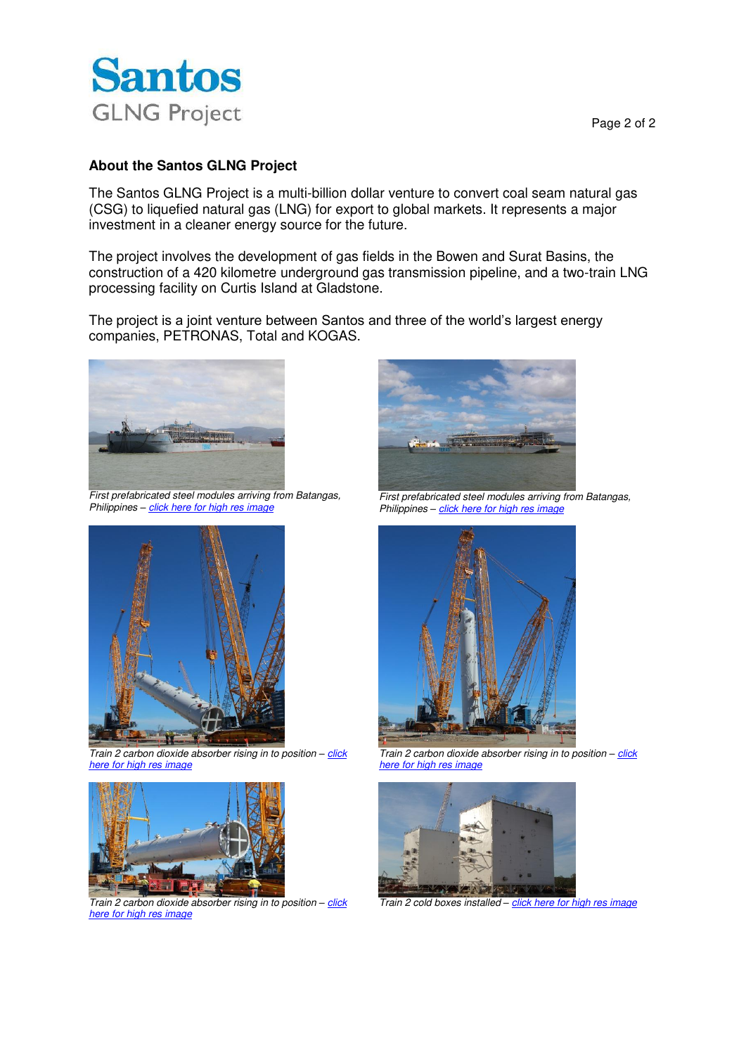## About the Santos GLNG Project

The Santos GLNG Project is a multi-billion dollar venture to convert coal seam natural gas (CSG) to liquefied natural gas (LNG) for export to global markets. It represents a major investment in a cleaner energy source for the future.

The project involves the development of gas fields in the Bowen and Surat Basins, the construction of a 420 kilometre underground gas transmission pipeline, and a two-train LNG processing facility on Curtis Island at Gladstone.

The project is a joint venture between Santos and three of the world's largest energy companies, PETRONAS, Total and KOGAS.

*First prefabricated steel modules arriving from Batangas, Philippines – click here for high res image*

*First prefabricated steel modules arriving from Batangas, Philippines – click here for high res image*

*Train 2 carbon dioxide absorber rising in to position – click here for high res image*

*Train 2 carbon dioxide absorber rising in to position – click here for high res image*

*Train 2 carbon dioxide absorber rising in to position – click here for high res image*

*Train 2 cold boxes installed – click here for high res image*